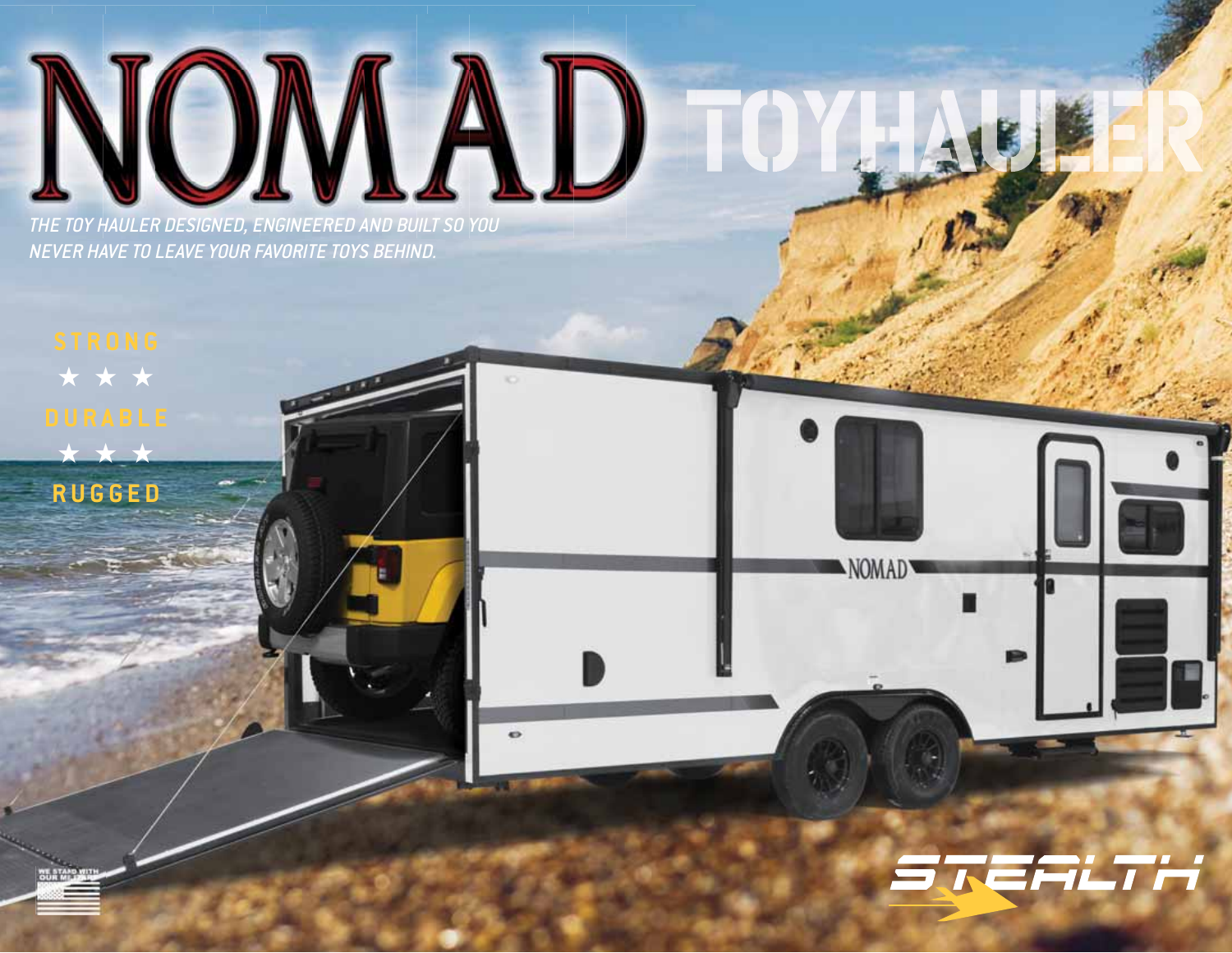# NOMAD TOYHAULER

*THE TOY HAULER DESIGNED, ENGINEERED AND BUILT SO YOU NEVER HAVE TO LEAVE YOUR FAVORITE TOYS BEHIND.*

STRONG

★ ★ ★

DURABLE

★ ★ ★

RUGGED

NOMAD

WE STAND WITH OUR MILITARY

STEALTH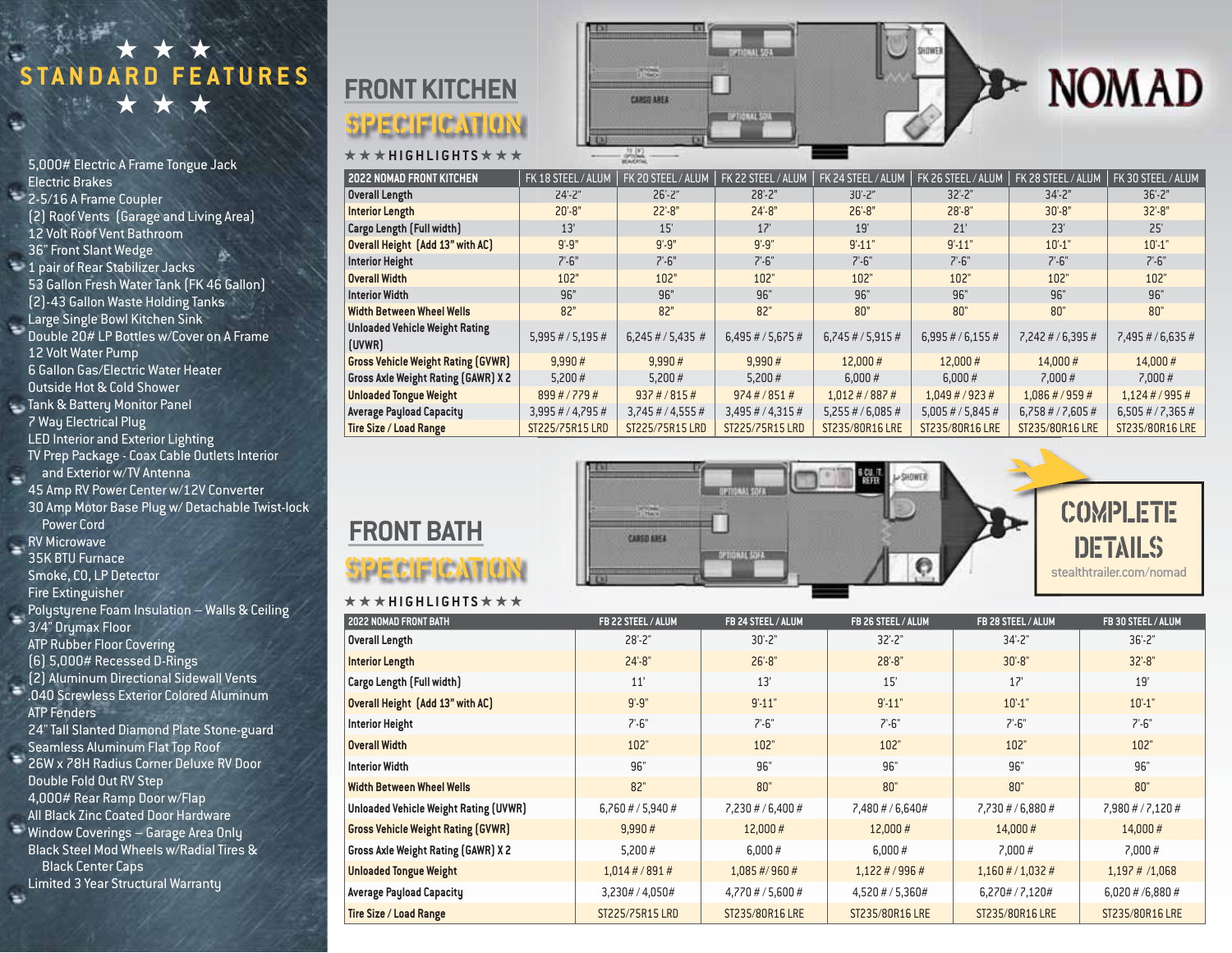# NOMAD

## ★ ★ ★ STANDARD FEATURES ★ ★ ★

- 5,000# Electric A Frame Tongue Jack
- Electric Brakes
- 2-5/16 A Frame Coupler
- (2) Roof Vents (Garage and Living Area)
- 12 Volt Roof Vent Bathroom
- 36" Front Slant Wedge
- 1 pair of Rear Stabilizer Jacks
- 53 Gallon Fresh Water Tank (FK 46 Gallon)
- (2)-43 Gallon Waste Holding Tanks
- Large Single Bowl Kitchen Sink
- Double 20# LP Bottles w/Cover on A Frame
- 12 Volt Water Pump
- 6 Gallon Gas/Electric Water Heater
- Outside Hot & Cold Shower
- Tank & Battery Monitor Panel
- 7 Way Electrical Plug
- LED Interior and Exterior Lighting
- TV Prep Package - Coax Cable Outlets Interior and Exterior w/TV Antenna
- 45 Amp RV Power Center w/12V Converter
- 30 Amp Motor Base Plug w/ Detachable Twist-lock Power Cord
- RV Microwave
- 35K BTU Furnace
- Smoke, CO, LP Detector
- Fire Extinguisher
- Polystyrene Foam Insulation – Walls & Ceiling
- 3/4" Drymax Floor
- ATP Rubber Floor Covering
- (6) 5,000# Recessed D-Rings
- (2) Aluminum Directional Sidewall Vents
- .040 Screwless Exterior Colored Aluminum
- ATP Fenders
- 24" Tall Slanted Diamond Plate Stone-guard
- Seamless Aluminum Flat Top Roof
- 26W x 78H Radius Corner Deluxe RV Door
- Double Fold Out RV Step
- 4,000# Rear Ramp Door w/Flap
- All Black Zinc Coated Door Hardware
- Window Coverings – Garage Area Only
- Black Steel Mod Wheels w/Radial Tires & Black Center Caps
- Limited 3 Year Structural Warranty

## FRONT KITCHEN SPECIFICATION

★ ★ ★ HIGHLIGHTS ★ ★ ★

| 2022 NOMAD FRONT KITCHEN | FK 18 STEEL / ALUM | FK 20 STEEL / ALUM | FK 22 STEEL / ALUM | FK 24 STEEL / ALUM | FK 26 STEEL / ALUM | FK 28 STEEL / ALUM | FK 30 STEEL / ALUM |
|---|---|---|---|---|---|---|---|
| Overall Length | 24'-2" | 26'-2" | 28'-2" | 30'-2" | 32'-2" | 34'-2" | 36'-2" |
| Interior Length | 20'-8" | 22'-8" | 24'-8" | 26'-8" | 28'-8" | 30'-8" | 32'-8" |
| Cargo Length (Full width) | 13' | 15' | 17' | 19' | 21' | 23' | 25' |
| Overall Height (Add 13" with AC) | 9'-9" | 9'-9" | 9'-9" | 9'-11" | 9'-11" | 10'-1" | 10'-1" |
| Interior Height | 7'-6" | 7'-6" | 7'-6" | 7'-6" | 7'-6" | 7'-6" | 7'-6" |
| Overall Width | 102" | 102" | 102" | 102" | 102" | 102" | 102" |
| Interior Width | 96" | 96" | 96" | 96" | 96" | 96" | 96" |
| Width Between Wheel Wells | 82" | 82" | 82" | 80" | 80" | 80" | 80" |
| Unloaded Vehicle Weight Rating (UVWR) | 5,995 # / 5,195 # | 6,245 # / 5,435 # | 6,495 # / 5,675 # | 6,745 # / 5,915 # | 6,995 # / 6,155 # | 7,242 # / 6,395 # | 7,495 # / 6,635 # |
| Gross Vehicle Weight Rating (GVWR) | 9,990 # | 9,990 # | 9,990 # | 12,000 # | 12,000 # | 14,000 # | 14,000 # |
| Gross Axle Weight Rating (GAWR) X 2 | 5,200 # | 5,200 # | 5,200 # | 6,000 # | 6,000 # | 7,000 # | 7,000 # |
| Unloaded Tongue Weight | 899 # / 779 # | 937 # / 815 # | 974 # / 851 # | 1,012 # / 887 # | 1,049 # / 923 # | 1,086 # / 959 # | 1,124 # / 995 # |
| Average Payload Capacity | 3,995 # / 4,795 # | 3,745 # / 4,555 # | 3,495 # / 4,315 # | 5,255 # / 6,085 # | 5,005 # / 5,845 # | 6,758 # / 7,605 # | 6,505 # / 7,365 # |
| Tire Size / Load Range | ST225/75R15 LRD | ST225/75R15 LRD | ST225/75R15 LRD | ST235/80R16 LRE | ST235/80R16 LRE | ST235/80R16 LRE | ST235/80R16 LRE |

## FRONT BATH SPECIFICATION

★ ★ ★ HIGHLIGHTS ★ ★ ★

| 2022 NOMAD FRONT BATH | FB 22 STEEL / ALUM | FB 24 STEEL / ALUM | FB 26 STEEL / ALUM | FB 28 STEEL / ALUM | FB 30 STEEL / ALUM |
|---|---|---|---|---|---|
| Overall Length | 28'-2" | 30'-2" | 32'-2" | 34'-2" | 36'-2" |
| Interior Length | 24'-8" | 26'-8" | 28'-8" | 30'-8" | 32'-8" |
| Cargo Length (Full width) | 11' | 13' | 15' | 17' | 19' |
| Overall Height (Add 13" with AC) | 9'-9" | 9'-11" | 9'-11" | 10'-1" | 10'-1" |
| Interior Height | 7'-6" | 7'-6" | 7'-6" | 7'-6" | 7'-6" |
| Overall Width | 102" | 102" | 102" | 102" | 102" |
| Interior Width | 96" | 96" | 96" | 96" | 96" |
| Width Between Wheel Wells | 82" | 80" | 80" | 80" | 80" |
| Unloaded Vehicle Weight Rating (UVWR) | 6,760 # / 5,940 # | 7,230 # / 6,400 # | 7,480 # / 6,640# | 7,730 # / 6,880 # | 7,980 # / 7,120 # |
| Gross Vehicle Weight Rating (GVWR) | 9,990 # | 12,000 # | 12,000 # | 14,000 # | 14,000 # |
| Gross Axle Weight Rating (GAWR) X 2 | 5,200 # | 6,000 # | 6,000 # | 7,000 # | 7,000 # |
| Unloaded Tongue Weight | 1,014 # / 891 # | 1,085 #/ 960 # | 1,122 # / 996 # | 1,160 # / 1,032 # | 1,197 # /1,068 |
| Average Payload Capacity | 3,230# / 4,050# | 4,770 # / 5,600 # | 4,520 # / 5,360# | 6,270# / 7,120# | 6,020 # /6,880 # |
| Tire Size / Load Range | ST225/75R15 LRD | ST235/80R16 LRE | ST235/80R16 LRE | ST235/80R16 LRE | ST235/80R16 LRE |

**COMPLETE DETAILS**

stealthtrailer.com/nomad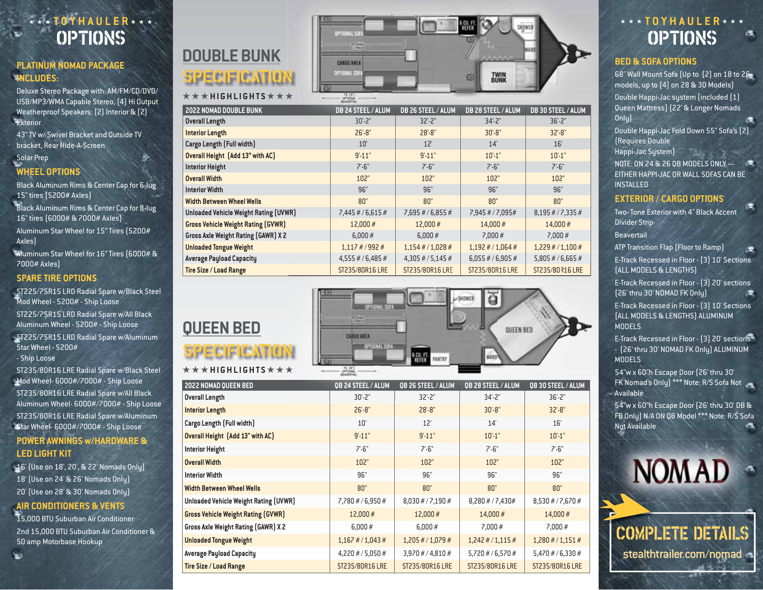★★★ TOYHAULER ★★★

# OPTIONS

## PLATINUM NOMAD PACKAGE INCLUDES:

Deluxe Stereo Package with: AM/FM/CD/DVD/ USB/MP3/WMA Capable Stereo, (4) Hi Output Weatherproof Speakers: (2) Interior & (2) Exterior

43" TV w/ Swivel Bracket and Outside TV bracket, Rear Hide-A-Screen

Solar Prep

## WHEEL OPTIONS

Black Aluminum Rims & Center Cap for 6-lug 15" tires (5200# Axles)

Black Aluminum Rims & Center Cap for 8-lug 16" tires (6000# & 7000# Axles)

Aluminum Star Wheel for 15" Tires (5200# Axles)

Aluminum Star Wheel for 16" Tires (6000# & 7000# Axles)

## SPARE TIRE OPTIONS

ST225/75R15 LRD Radial Spare w/Black Steel Mod Wheel - 5200# - Ship Loose

ST225/75R15 LRD Radial Spare w/All Black Aluminum Wheel - 5200# - Ship Loose

ST225/75R15 LRD Radial Spare w/Aluminum Star Wheel - 5200# - Ship Loose

ST235/80R16 LRE Radial Spare w/Black Steel Mod Wheel- 6000#/7000# - Ship Loose

ST235/80R16 LRE Radial Spare w/All Black Aluminum Wheel- 6000#/7000# - Ship Loose

ST235/80R16 LRE Radial Spare w/Aluminum Star Wheel- 6000#/7000# - Ship Loose

## POWER AWNINGS w/HARDWARE & LED LIGHT KIT

16' (Use on 18', 20', & 22' Nomads Only)

18' (Use on 24' & 26' Nomads Only)

20' (Use on 28' & 30' Nomads Only)

## AIR CONDITIONERS & VENTS

15,000 BTU Suburban Air Conditioner

2nd 15,000 BTU Suburban Air Conditioner & 50 amp Motorbase Hookup

# DOUBLE BUNK SPECIFICATION

★★★HIGHLIGHTS★★★

| 2022 NOMAD DOUBLE BUNK | DB 24 STEEL / ALUM | DB 26 STEEL / ALUM | DB 28 STEEL / ALUM | DB 30 STEEL / ALUM |
|---|---|---|---|---|
| Overall Length | 30'-2" | 32'-2" | 34'-2" | 36'-2" |
| Interior Length | 26'-8" | 28'-8" | 30'-8" | 32'-8" |
| Cargo Length (Full width) | 10' | 12' | 14' | 16' |
| Overall Height (Add 13" with AC) | 9'-11" | 9'-11" | 10'-1" | 10'-1" |
| Interior Height | 7'-6" | 7'-6" | 7'-6" | 7'-6" |
| Overall Width | 102" | 102" | 102" | 102" |
| Interior Width | 96" | 96" | 96" | 96" |
| Width Between Wheel Wells | 80" | 80" | 80" | 80" |
| Unloaded Vehicle Weight Rating (UVWR) | 7,445 # / 6,615 # | 7,695 # / 6,855 # | 7,945 # / 7,095# | 8,195 # / 7,335 # |
| Gross Vehicle Weight Rating (GVWR) | 12,000 # | 12,000 # | 14,000 # | 14,000 # |
| Gross Axle Weight Rating (GAWR) X 2 | 6,000 # | 6,000 # | 7,000 # | 7,000 # |
| Unloaded Tongue Weight | 1,117 # / 992 # | 1,154 # / 1,028 # | 1,192 # / 1,064 # | 1,229 # / 1,100 # |
| Average Payload Capacity | 4,555 # / 6,485 # | 4,305 # / 5,145 # | 6,055 # / 6,905 # | 5,805 # / 6,665 # |
| Tire Size / Load Range | ST235/80R16 LRE | ST235/80R16 LRE | ST235/80R16 LRE | ST235/80R16 LRE |

# QUEEN BED SPECIFICATION

★★★HIGHLIGHTS★★★

| 2022 NOMAD QUEEN BED | QB 24 STEEL / ALUM | QB 26 STEEL / ALUM | QB 28 STEEL / ALUM | QB 30 STEEL / ALUM |
|---|---|---|---|---|
| Overall Length | 30'-2" | 32'-2" | 34'-2" | 36'-2" |
| Interior Length | 26'-8" | 28'-8" | 30'-8" | 32'-8" |
| Cargo Length (Full width) | 10' | 12' | 14' | 16' |
| Overall Height (Add 13" with AC) | 9'-11" | 9'-11" | 10'-1" | 10'-1" |
| Interior Height | 7'-6" | 7'-6" | 7'-6" | 7'-6" |
| Overall Width | 102" | 102" | 102" | 102" |
| Interior Width | 96" | 96" | 96" | 96" |
| Width Between Wheel Wells | 80" | 80" | 80" | 80" |
| Unloaded Vehicle Weight Rating (UVWR) | 7,780 # / 6,950 # | 8,030 # / 7,190 # | 8,280 # / 7,430# | 8,530 # / 7,670 # |
| Gross Vehicle Weight Rating (GVWR) | 12,000 # | 12,000 # | 14,000 # | 14,000 # |
| Gross Axle Weight Rating (GAWR) X 2 | 6,000 # | 6,000 # | 7,000 # | 7,000 # |
| Unloaded Tongue Weight | 1,167 # / 1,043 # | 1,205 # / 1,079 # | 1,242 # / 1,115 # | 1,280 # / 1,151 # |
| Average Payload Capacity | 4,220 # / 5,050 # | 3,970 # / 4,810 # | 5,720 # / 6,570 # | 5,470 # / 6,330 # |
| Tire Size / Load Range | ST235/80R16 LRE | ST235/80R16 LRE | ST235/80R16 LRE | ST235/80R16 LRE |

★★★ TOYHAULER ★★★

# OPTIONS

## BED & SOFA OPTIONS

68" Wall Mount Sofa (Up to (2) on 18 to 26 models, up to (4) on 28 & 30 Models)

Double Happi-Jac system (included (1) Queen Mattress) (22' & Longer Nomads Only)

Double Happi-Jac Fold Down 55" Sofa's (2) (Requires Double Happi-Jac System)

NOTE: ON 24 & 26 QB MODELS ONLY --- EITHER HAPPI-JAC OR WALL SOFAS CAN BE INSTALLED

## EXTERIOR / CARGO OPTIONS

Two- Tone Exterior with 4" Black Accent Divider Strip

Beavertail

ATP Transition Flap (Floor to Ramp)

E-Track Recessed in Floor - (3) 10' Sections (ALL MODELS & LENGTHS)

E-Track Recessed in Floor - (3) 20' sections (26' thru 30' NOMAD FK Only)

E-Track Recessed in Floor - (3) 10' Sections (ALL MODELS & LENGTHS) ALUMINUM MODELS

E-Track Recessed in Floor - (3) 20' sections - (26' thru 30' NOMAD FK Only) ALUMINUM MODELS

54"w x 60"h Escape Door (26' thru 30' FK Nomad's Only) *** Note: R/S Sofa Not Available

54"w x 60"h Escape Door (26' thru 30' DB & FB Only) N/A ON QB Model *** Note: R/S Sofa Not Available

NOMAD

COMPLETE DETAILS

stealthtrailer.com/nomad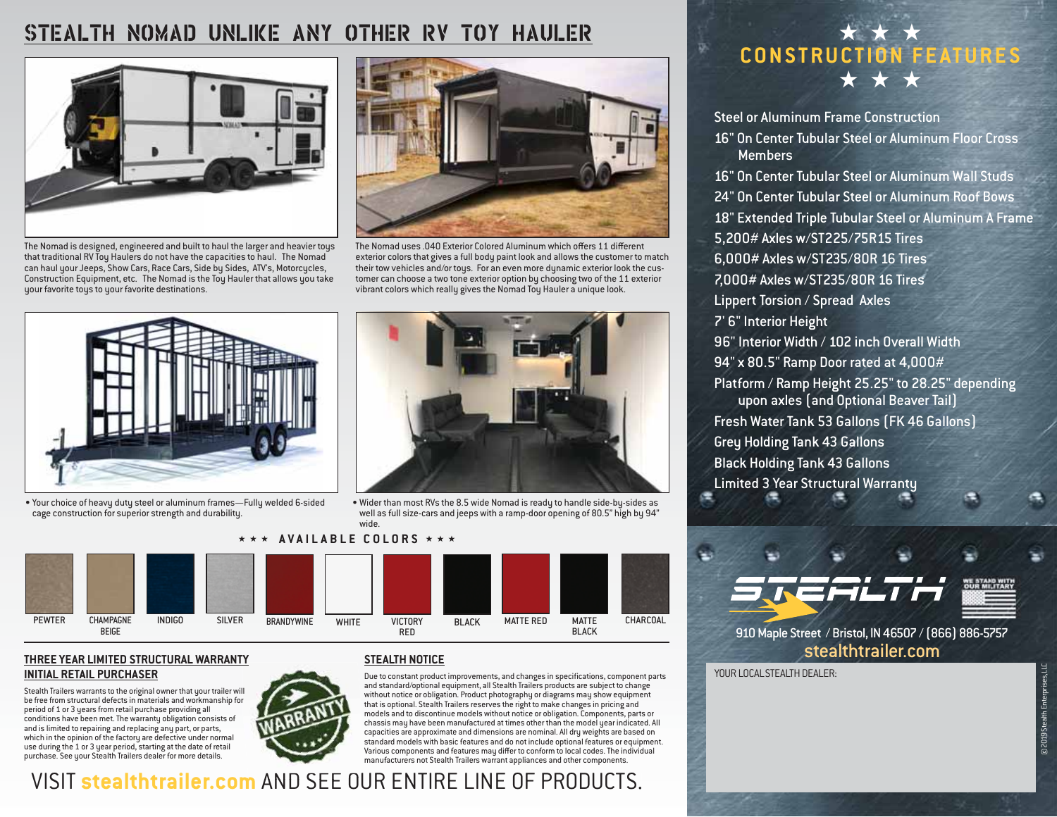# STEALTH NOMAD UNLIKE ANY OTHER RV TOY HAULER

The Nomad is designed, engineered and built to haul the larger and heavier toys that traditional RV Toy Haulers do not have the capacities to haul. The Nomad can haul your Jeeps, Show Cars, Race Cars, Side by Sides, ATV's, Motorcycles, Construction Equipment, etc. The Nomad is the Toy Hauler that allows you take your favorite toys to your favorite destinations.

The Nomad uses .040 Exterior Colored Aluminum which offers 11 different exterior colors that gives a full body paint look and allows the customer to match their tow vehicles and/or toys. For an even more dynamic exterior look the customer can choose a two tone exterior option by choosing two of the 11 exterior vibrant colors which really gives the Nomad Toy Hauler a unique look.

- Your choice of heavy duty steel or aluminum frames—Fully welded 6-sided cage construction for superior strength and durability.

- Wider than most RVs the 8.5 wide Nomad is ready to handle side-by-sides as well as full size-cars and jeeps with a ramp-door opening of 80.5" high by 94" wide.

### ★ ★ ★ AVAILABLE COLORS ★ ★ ★

PEWTER
CHAMPAGNE BEIGE
INDIGO
SILVER
BRANDYWINE
WHITE
VICTORY RED
BLACK
MATTE RED
MATTE BLACK
CHARCOAL

### THREE YEAR LIMITED STRUCTURAL WARRANTY INITIAL RETAIL PURCHASER

Stealth Trailers warrants to the original owner that your trailer will be free from structural defects in materials and workmanship for period of 1 or 3 years from retail purchase providing all conditions have been met. The warranty obligation consists of and is limited to repairing and replacing any part, or parts, which in the opinion of the factory are defective under normal use during the 1 or 3 year period, starting at the date of retail purchase. See your Stealth Trailers dealer for more details.

WARRANTY

### STEALTH NOTICE

Due to constant product improvements, and changes in specifications, component parts and standard/optional equipment, all Stealth Trailers products are subject to change without notice or obligation. Product photography or diagrams may show equipment that is optional. Stealth Trailers reserves the right to make changes in pricing and models and to discontinue models without notice or obligation. Components, parts or chassis may have been manufactured at times other than the model year indicated. All capacities are approximate and dimensions are nominal. All dry weights are based on standard models with basic features and do not include optional features or equipment. Various components and features may differ to conform to local codes. The individual manufacturers not Stealth Trailers warrant appliances and other components.

VISIT **stealthtrailer.com** AND SEE OUR ENTIRE LINE OF PRODUCTS.

## ★ ★ ★ CONSTRUCTION FEATURES ★ ★ ★

- Steel or Aluminum Frame Construction
- 16" On Center Tubular Steel or Aluminum Floor Cross Members
- 16" On Center Tubular Steel or Aluminum Wall Studs
- 24" On Center Tubular Steel or Aluminum Roof Bows
- 18" Extended Triple Tubular Steel or Aluminum A Frame
- 5,200# Axles w/ST225/75R15 Tires
- 6,000# Axles w/ST235/80R 16 Tires
- 7,000# Axles w/ST235/80R 16 Tires
- Lippert Torsion / Spread Axles
- 7' 6" Interior Height
- 96" Interior Width / 102 inch Overall Width
- 94" x 80.5" Ramp Door rated at 4,000#
- Platform / Ramp Height 25.25" to 28.25" depending upon axles (and Optional Beaver Tail)
- Fresh Water Tank 53 Gallons (FK 46 Gallons)
- Grey Holding Tank 43 Gallons
- Black Holding Tank 43 Gallons
- Limited 3 Year Structural Warranty

STEALTH

WE STAND WITH OUR MILITARY

910 Maple Street / Bristol, IN 46507 / (866) 886-5757

stealthtrailer.com

YOUR LOCAL STEALTH DEALER:

© 2019 Stealth Enterprises, LLC